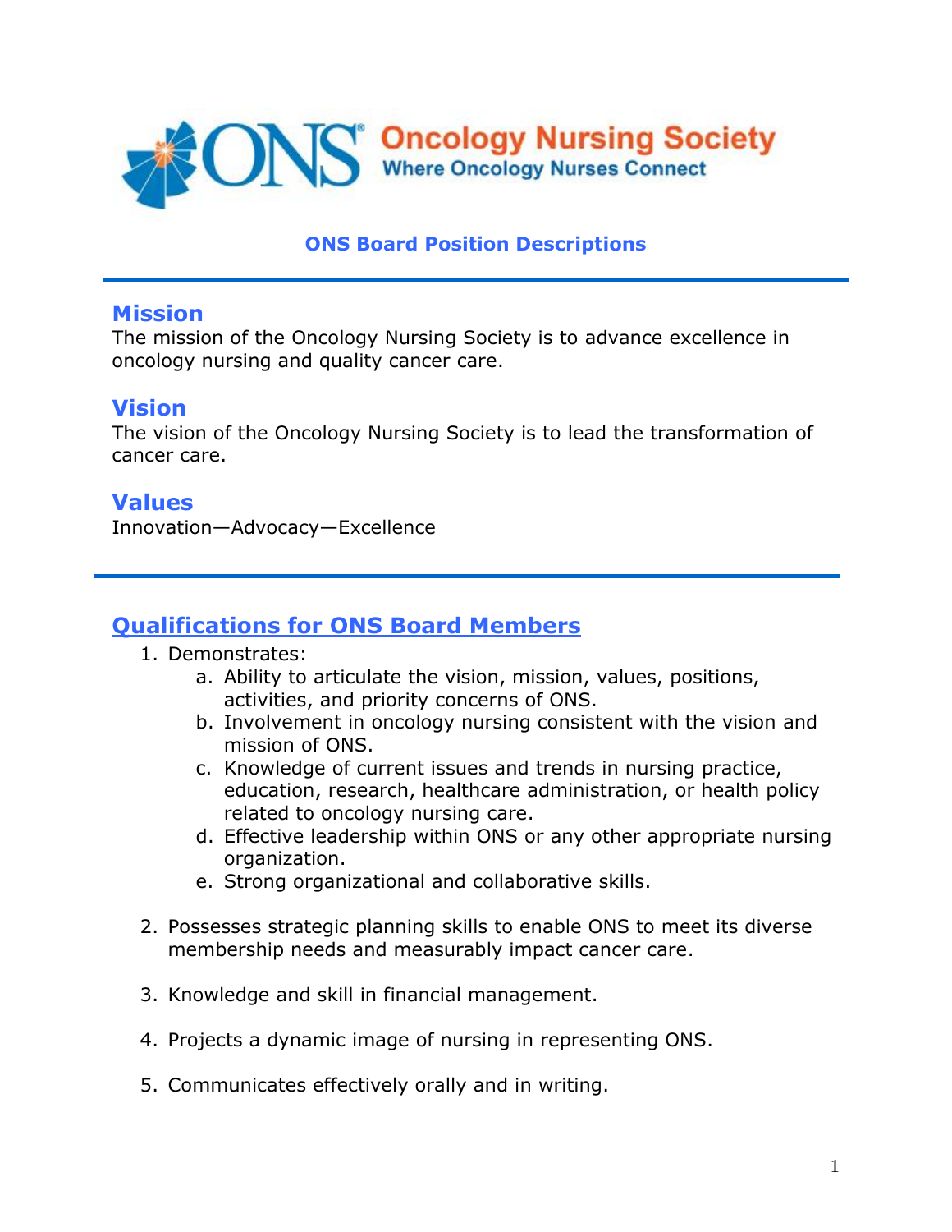Oncology Nursing Society
Where Oncology Nurses Connect

## ONS Board Position Descriptions

## Mission

The mission of the Oncology Nursing Society is to advance excellence in oncology nursing and quality cancer care.

## Vision

The vision of the Oncology Nursing Society is to lead the transformation of cancer care.

## Values

Innovation—Advocacy—Excellence

## Qualifications for ONS Board Members

1. Demonstrates:
    a. Ability to articulate the vision, mission, values, positions, activities, and priority concerns of ONS.
    b. Involvement in oncology nursing consistent with the vision and mission of ONS.
    c. Knowledge of current issues and trends in nursing practice, education, research, healthcare administration, or health policy related to oncology nursing care.
    d. Effective leadership within ONS or any other appropriate nursing organization.
    e. Strong organizational and collaborative skills.

2. Possesses strategic planning skills to enable ONS to meet its diverse membership needs and measurably impact cancer care.

3. Knowledge and skill in financial management.

4. Projects a dynamic image of nursing in representing ONS.

5. Communicates effectively orally and in writing.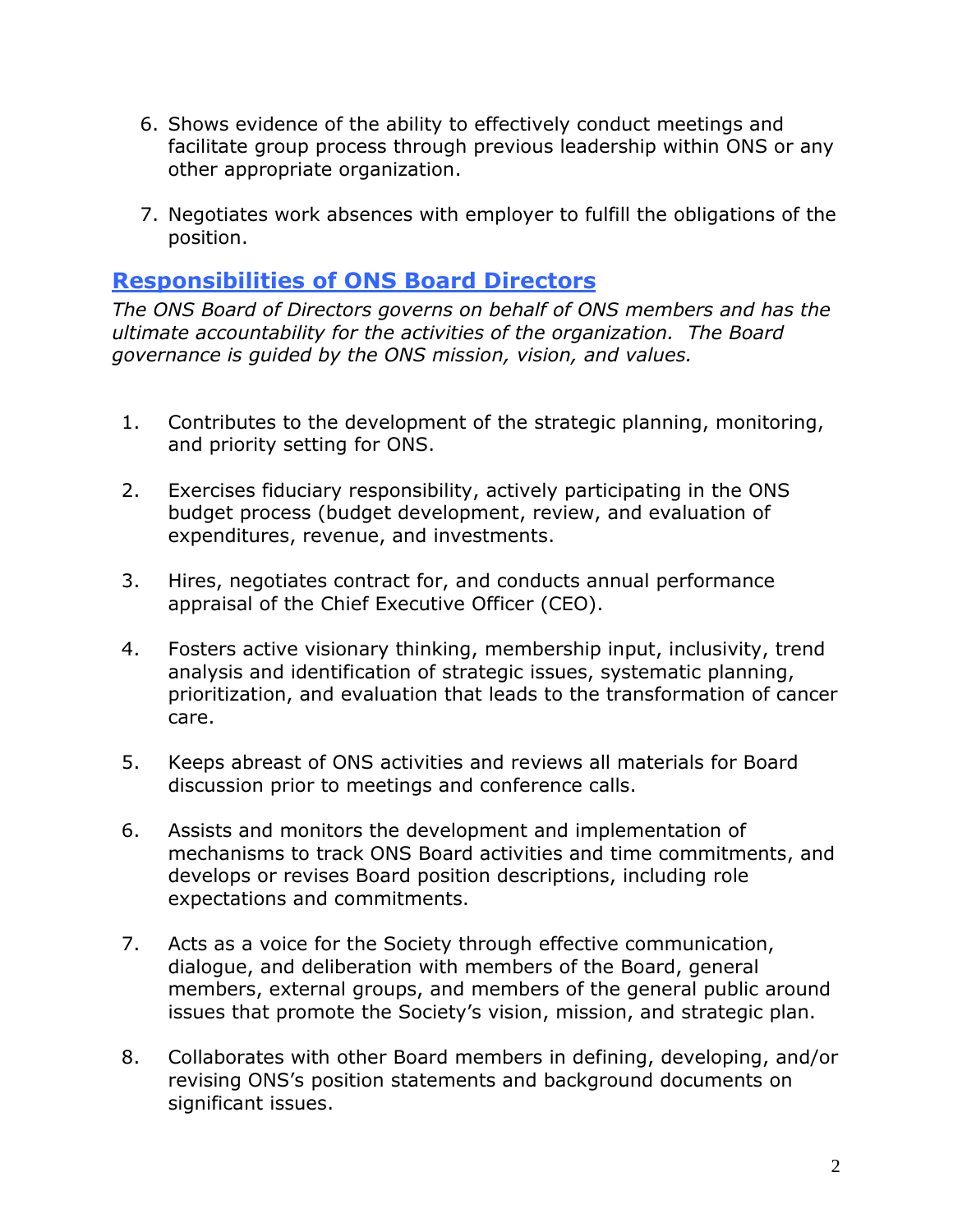6. Shows evidence of the ability to effectively conduct meetings and facilitate group process through previous leadership within ONS or any other appropriate organization.

7. Negotiates work absences with employer to fulfill the obligations of the position.

## Responsibilities of ONS Board Directors

*The ONS Board of Directors governs on behalf of ONS members and has the ultimate accountability for the activities of the organization. The Board governance is guided by the ONS mission, vision, and values.*

1. Contributes to the development of the strategic planning, monitoring, and priority setting for ONS.

2. Exercises fiduciary responsibility, actively participating in the ONS budget process (budget development, review, and evaluation of expenditures, revenue, and investments.

3. Hires, negotiates contract for, and conducts annual performance appraisal of the Chief Executive Officer (CEO).

4. Fosters active visionary thinking, membership input, inclusivity, trend analysis and identification of strategic issues, systematic planning, prioritization, and evaluation that leads to the transformation of cancer care.

5. Keeps abreast of ONS activities and reviews all materials for Board discussion prior to meetings and conference calls.

6. Assists and monitors the development and implementation of mechanisms to track ONS Board activities and time commitments, and develops or revises Board position descriptions, including role expectations and commitments.

7. Acts as a voice for the Society through effective communication, dialogue, and deliberation with members of the Board, general members, external groups, and members of the general public around issues that promote the Society's vision, mission, and strategic plan.

8. Collaborates with other Board members in defining, developing, and/or revising ONS's position statements and background documents on significant issues.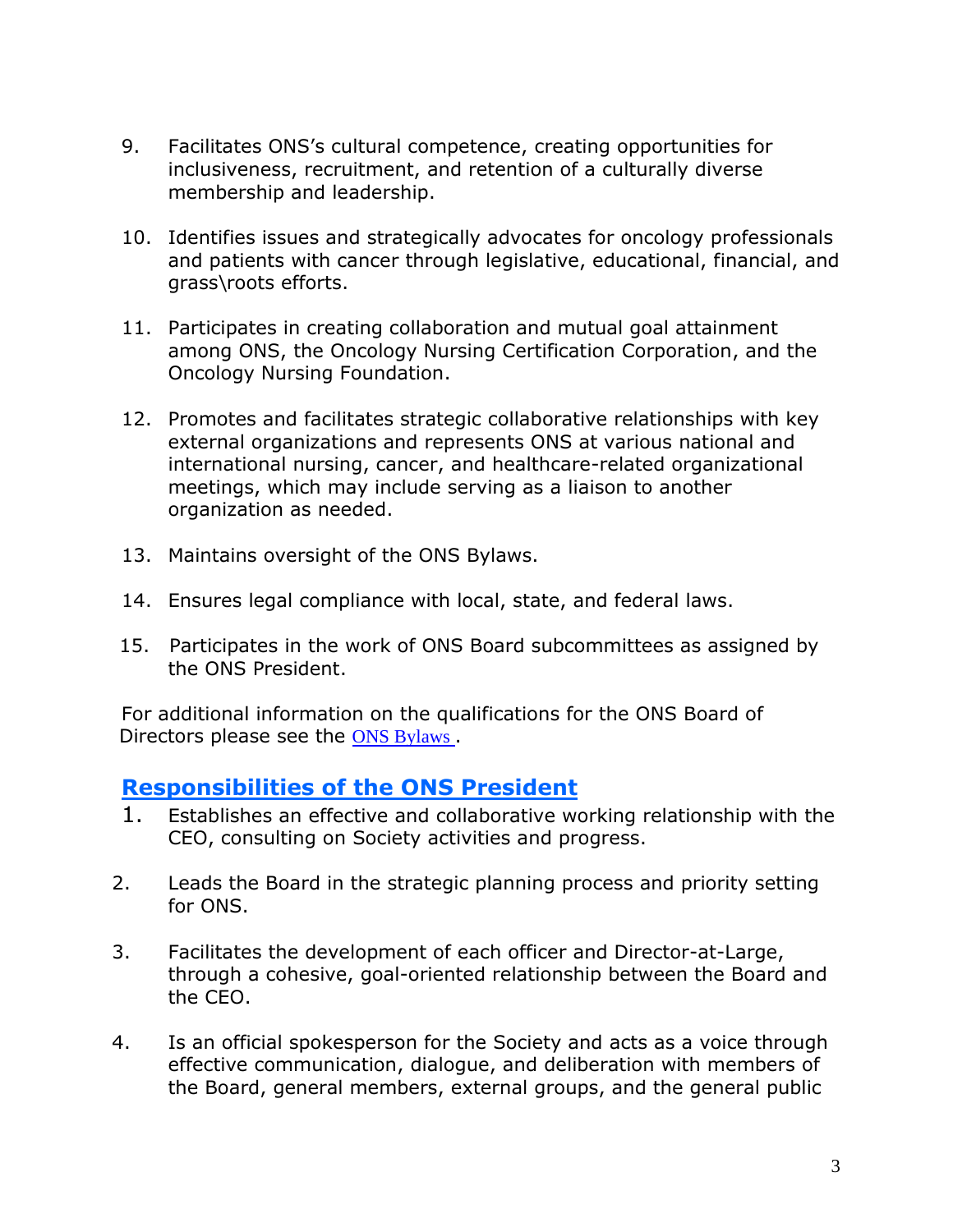9. Facilitates ONS's cultural competence, creating opportunities for inclusiveness, recruitment, and retention of a culturally diverse membership and leadership.

10. Identifies issues and strategically advocates for oncology professionals and patients with cancer through legislative, educational, financial, and grass\roots efforts.

11. Participates in creating collaboration and mutual goal attainment among ONS, the Oncology Nursing Certification Corporation, and the Oncology Nursing Foundation.

12. Promotes and facilitates strategic collaborative relationships with key external organizations and represents ONS at various national and international nursing, cancer, and healthcare-related organizational meetings, which may include serving as a liaison to another organization as needed.

13. Maintains oversight of the ONS Bylaws.

14. Ensures legal compliance with local, state, and federal laws.

15. Participates in the work of ONS Board subcommittees as assigned by the ONS President.

For additional information on the qualifications for the ONS Board of Directors please see the ONS Bylaws .

## Responsibilities of the ONS President

1. Establishes an effective and collaborative working relationship with the CEO, consulting on Society activities and progress.

2. Leads the Board in the strategic planning process and priority setting for ONS.

3. Facilitates the development of each officer and Director-at-Large, through a cohesive, goal-oriented relationship between the Board and the CEO.

4. Is an official spokesperson for the Society and acts as a voice through effective communication, dialogue, and deliberation with members of the Board, general members, external groups, and the general public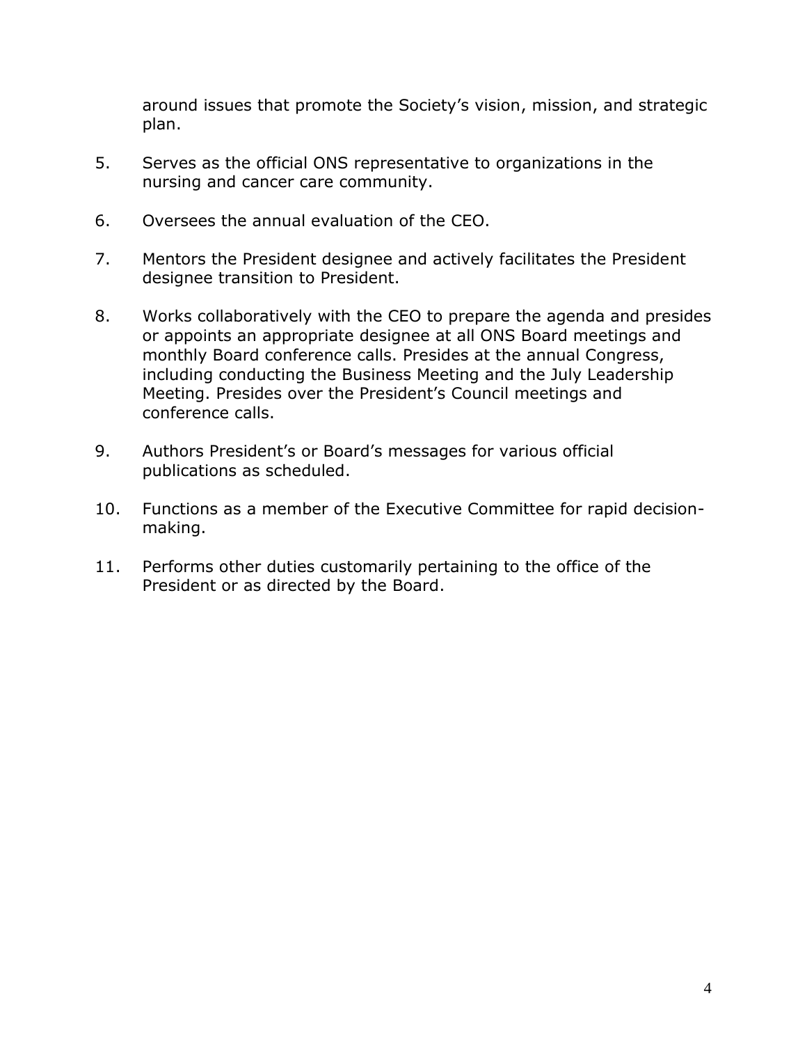around issues that promote the Society's vision, mission, and strategic plan.

5. Serves as the official ONS representative to organizations in the nursing and cancer care community.

6. Oversees the annual evaluation of the CEO.

7. Mentors the President designee and actively facilitates the President designee transition to President.

8. Works collaboratively with the CEO to prepare the agenda and presides or appoints an appropriate designee at all ONS Board meetings and monthly Board conference calls. Presides at the annual Congress, including conducting the Business Meeting and the July Leadership Meeting. Presides over the President's Council meetings and conference calls.

9. Authors President's or Board's messages for various official publications as scheduled.

10. Functions as a member of the Executive Committee for rapid decision-making.

11. Performs other duties customarily pertaining to the office of the President or as directed by the Board.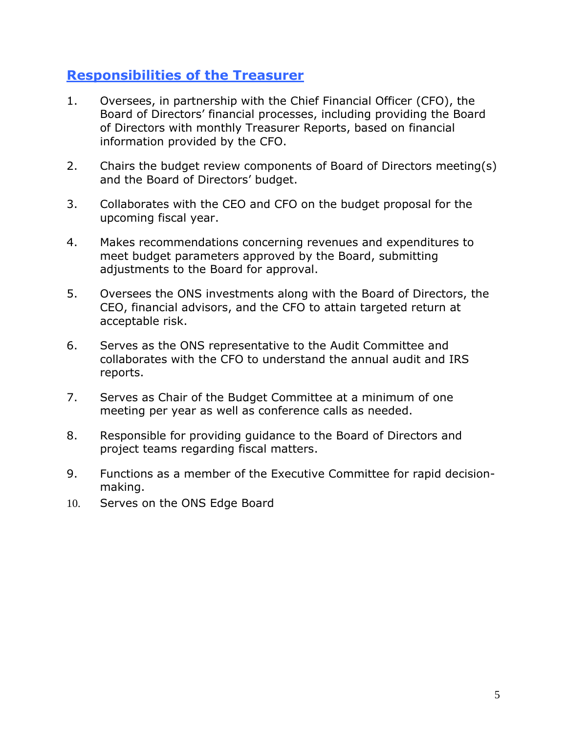## Responsibilities of the Treasurer

1. Oversees, in partnership with the Chief Financial Officer (CFO), the Board of Directors' financial processes, including providing the Board of Directors with monthly Treasurer Reports, based on financial information provided by the CFO.

2. Chairs the budget review components of Board of Directors meeting(s) and the Board of Directors' budget.

3. Collaborates with the CEO and CFO on the budget proposal for the upcoming fiscal year.

4. Makes recommendations concerning revenues and expenditures to meet budget parameters approved by the Board, submitting adjustments to the Board for approval.

5. Oversees the ONS investments along with the Board of Directors, the CEO, financial advisors, and the CFO to attain targeted return at acceptable risk.

6. Serves as the ONS representative to the Audit Committee and collaborates with the CFO to understand the annual audit and IRS reports.

7. Serves as Chair of the Budget Committee at a minimum of one meeting per year as well as conference calls as needed.

8. Responsible for providing guidance to the Board of Directors and project teams regarding fiscal matters.

9. Functions as a member of the Executive Committee for rapid decision-making.

10. Serves on the ONS Edge Board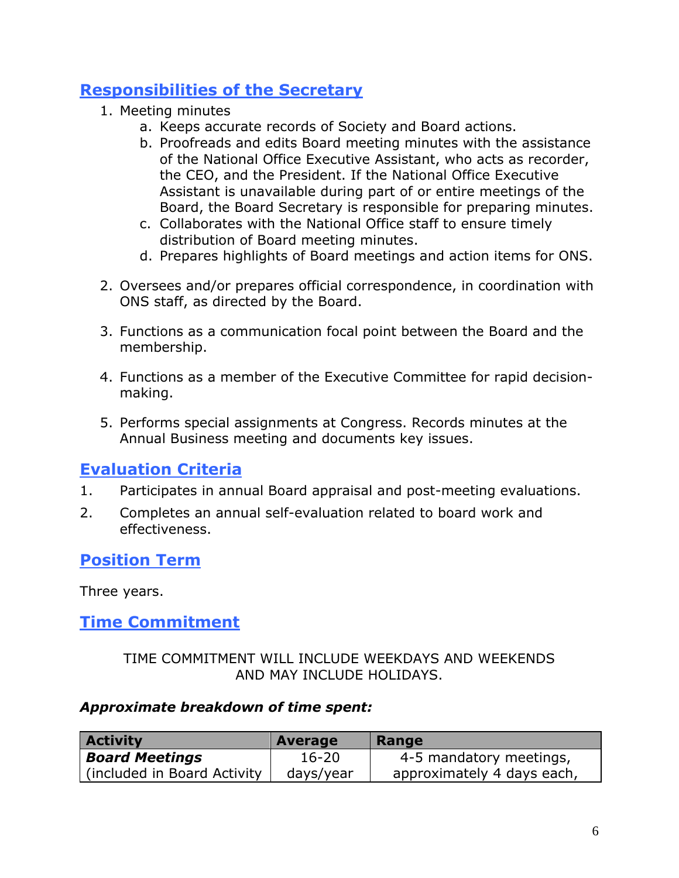## Responsibilities of the Secretary

1. Meeting minutes
   a. Keeps accurate records of Society and Board actions.
   b. Proofreads and edits Board meeting minutes with the assistance of the National Office Executive Assistant, who acts as recorder, the CEO, and the President. If the National Office Executive Assistant is unavailable during part of or entire meetings of the Board, the Board Secretary is responsible for preparing minutes.
   c. Collaborates with the National Office staff to ensure timely distribution of Board meeting minutes.
   d. Prepares highlights of Board meetings and action items for ONS.

2. Oversees and/or prepares official correspondence, in coordination with ONS staff, as directed by the Board.

3. Functions as a communication focal point between the Board and the membership.

4. Functions as a member of the Executive Committee for rapid decision-making.

5. Performs special assignments at Congress. Records minutes at the Annual Business meeting and documents key issues.

## Evaluation Criteria

1. Participates in annual Board appraisal and post-meeting evaluations.
2. Completes an annual self-evaluation related to board work and effectiveness.

## Position Term

Three years.

## Time Commitment

TIME COMMITMENT WILL INCLUDE WEEKDAYS AND WEEKENDS AND MAY INCLUDE HOLIDAYS.

***Approximate breakdown of time spent:***

| Activity | Average | Range |
|---|---|---|
| ***Board Meetings*** (included in Board Activity | 16-20 days/year | 4-5 mandatory meetings, approximately 4 days each, |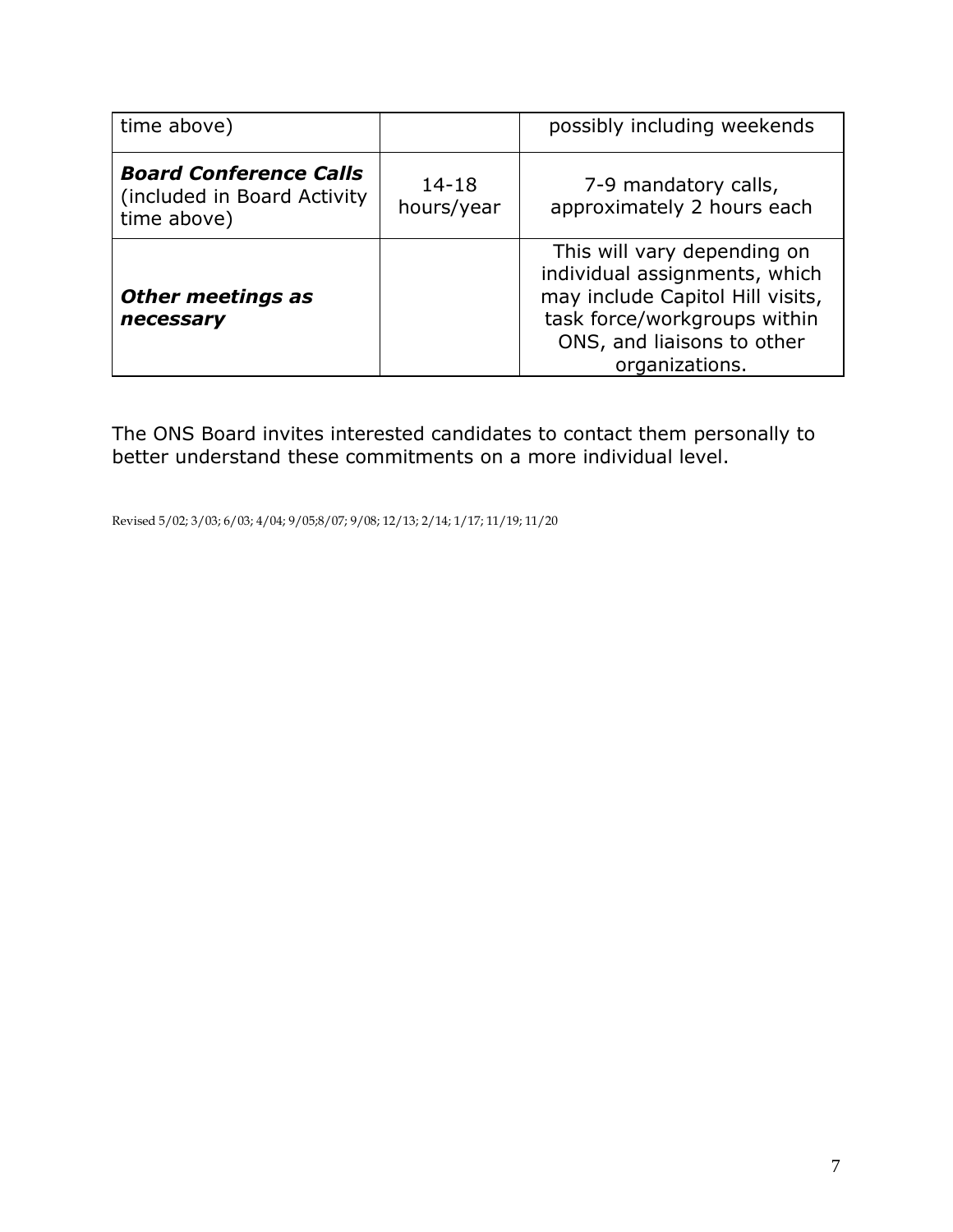| | | |
|---|---|---|
| time above) | | possibly including weekends |
| ***Board Conference Calls*** (included in Board Activity time above) | 14-18 hours/year | 7-9 mandatory calls, approximately 2 hours each |
| ***Other meetings as necessary*** | | This will vary depending on individual assignments, which may include Capitol Hill visits, task force/workgroups within ONS, and liaisons to other organizations. |

The ONS Board invites interested candidates to contact them personally to better understand these commitments on a more individual level.

Revised 5/02; 3/03; 6/03; 4/04; 9/05;8/07; 9/08; 12/13; 2/14; 1/17; 11/19; 11/20